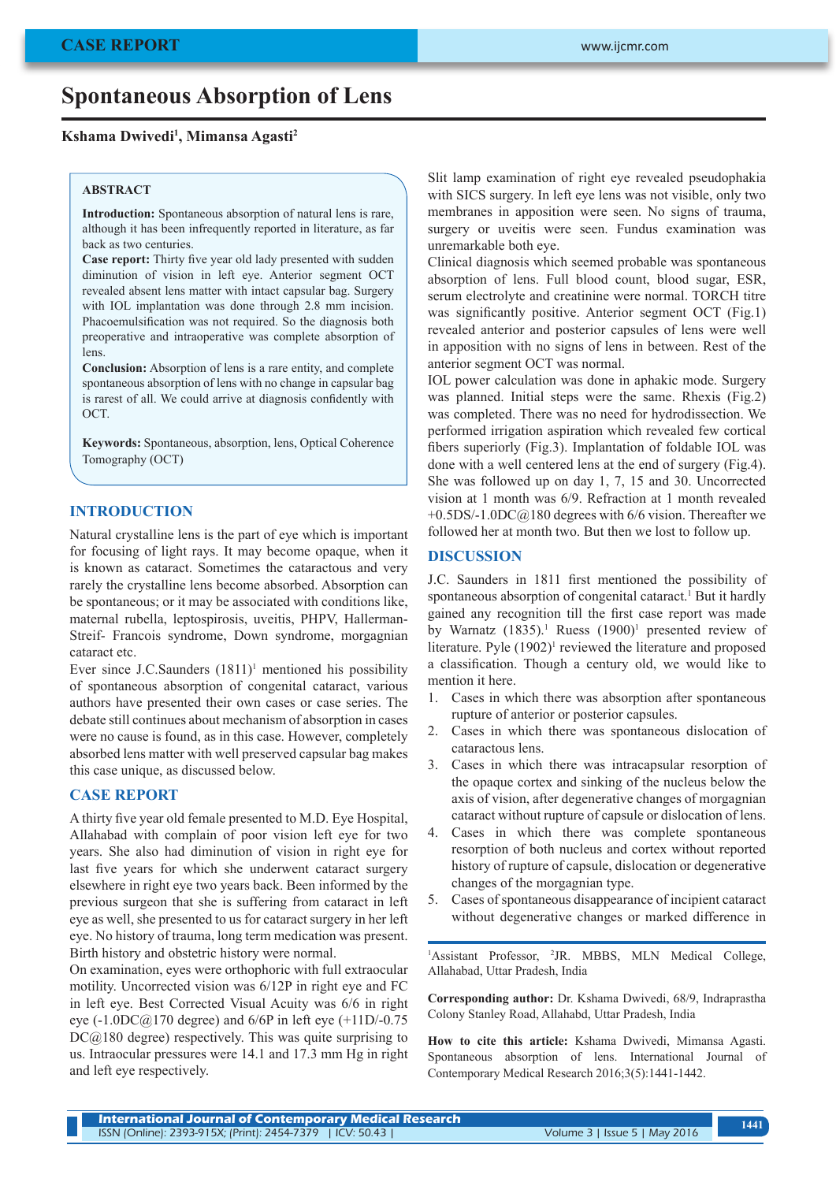CASE REPORT

# Spontaneous Absorption of Lens

**Kshama Dwivedi[1], Mimansa Agasti[2]**

## ABSTRACT

**Introduction:** Spontaneous absorption of natural lens is rare, although it has been infrequently reported in literature, as far back as two centuries.
**Case report:** Thirty five year old lady presented with sudden diminution of vision in left eye. Anterior segment OCT revealed absent lens matter with intact capsular bag. Surgery with IOL implantation was done through 2.8 mm incision. Phacoemulsification was not required. So the diagnosis both preoperative and intraoperative was complete absorption of lens.
**Conclusion:** Absorption of lens is a rare entity, and complete spontaneous absorption of lens with no change in capsular bag is rarest of all. We could arrive at diagnosis confidently with OCT.

**Keywords:** Spontaneous, absorption, lens, Optical Coherence Tomography (OCT)

## INTRODUCTION

Natural crystalline lens is the part of eye which is important for focusing of light rays. It may become opaque, when it is known as cataract. Sometimes the cataractous and very rarely the crystalline lens become absorbed. Absorption can be spontaneous; or it may be associated with conditions like, maternal rubella, leptospirosis, uveitis, PHPV, Hallerman-Streif- Francois syndrome, Down syndrome, morgagnian cataract etc.

Ever since J.C.Saunders (1811)[1] mentioned his possibility of spontaneous absorption of congenital cataract, various authors have presented their own cases or case series. The debate still continues about mechanism of absorption in cases were no cause is found, as in this case. However, completely absorbed lens matter with well preserved capsular bag makes this case unique, as discussed below.

## CASE REPORT

A thirty five year old female presented to M.D. Eye Hospital, Allahabad with complain of poor vision left eye for two years. She also had diminution of vision in right eye for last five years for which she underwent cataract surgery elsewhere in right eye two years back. Been informed by the previous surgeon that she is suffering from cataract in left eye as well, she presented to us for cataract surgery in her left eye. No history of trauma, long term medication was present. Birth history and obstetric history were normal.

On examination, eyes were orthophoric with full extraocular motility. Uncorrected vision was 6/12P in right eye and FC in left eye. Best Corrected Visual Acuity was 6/6 in right eye (-1.0DC@170 degree) and 6/6P in left eye (+11D/-0.75 DC@180 degree) respectively. This was quite surprising to us. Intraocular pressures were 14.1 and 17.3 mm Hg in right and left eye respectively.

Slit lamp examination of right eye revealed pseudophakia with SICS surgery. In left eye lens was not visible, only two membranes in apposition were seen. No signs of trauma, surgery or uveitis were seen. Fundus examination was unremarkable both eye.

Clinical diagnosis which seemed probable was spontaneous absorption of lens. Full blood count, blood sugar, ESR, serum electrolyte and creatinine were normal. TORCH titre was significantly positive. Anterior segment OCT (Fig.1) revealed anterior and posterior capsules of lens were well in apposition with no signs of lens in between. Rest of the anterior segment OCT was normal.

IOL power calculation was done in aphakic mode. Surgery was planned. Initial steps were the same. Rhexis (Fig.2) was completed. There was no need for hydrodissection. We performed irrigation aspiration which revealed few cortical fibers superiorly (Fig.3). Implantation of foldable IOL was done with a well centered lens at the end of surgery (Fig.4). She was followed up on day 1, 7, 15 and 30. Uncorrected vision at 1 month was 6/9. Refraction at 1 month revealed +0.5DS/-1.0DC@180 degrees with 6/6 vision. Thereafter we followed her at month two. But then we lost to follow up.

## DISCUSSION

J.C. Saunders in 1811 first mentioned the possibility of spontaneous absorption of congenital cataract.[1] But it hardly gained any recognition till the first case report was made by Warnatz (1835).[1] Ruess (1900)[1] presented review of literature. Pyle (1902)[1] reviewed the literature and proposed a classification. Though a century old, we would like to mention it here.

1. Cases in which there was absorption after spontaneous rupture of anterior or posterior capsules.
2. Cases in which there was spontaneous dislocation of cataractous lens.
3. Cases in which there was intracapsular resorption of the opaque cortex and sinking of the nucleus below the axis of vision, after degenerative changes of morgagnian cataract without rupture of capsule or dislocation of lens.
4. Cases in which there was complete spontaneous resorption of both nucleus and cortex without reported history of rupture of capsule, dislocation or degenerative changes of the morgagnian type.
5. Cases of spontaneous disappearance of incipient cataract without degenerative changes or marked difference in

---

[1]Assistant Professor, [2]JR. MBBS, MLN Medical College, Allahabad, Uttar Pradesh, India

**Corresponding author:** Dr. Kshama Dwivedi, 68/9, Indraprastha Colony Stanley Road, Allahabd, Uttar Pradesh, India

**How to cite this article:** Kshama Dwivedi, Mimansa Agasti. Spontaneous absorption of lens. International Journal of Contemporary Medical Research 2016;3(5):1441-1442.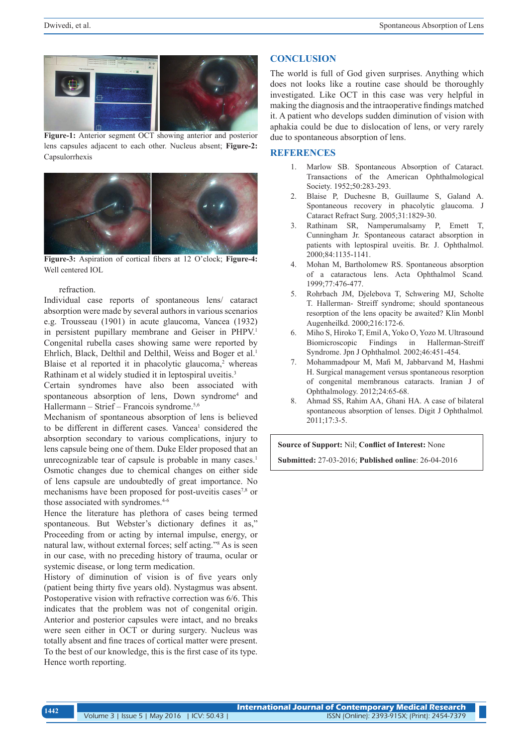**Figure-1:** Anterior segment OCT showing anterior and posterior lens capsules adjacent to each other. Nucleus absent; **Figure-2:** Capsulorrhexis

**Figure-3:** Aspiration of cortical fibers at 12 O'clock; **Figure-4:** Well centered IOL

refraction.

Individual case reports of spontaneous lens/ cataract absorption were made by several authors in various scenarios e.g. Trousseau (1901) in acute glaucoma, Vancea (1932) in persistent pupillary membrane and Geiser in PHPV.[1] Congenital rubella cases showing same were reported by Ehrlich, Black, Delthil and Delthil, Weiss and Boger et al.[1] Blaise et al reported it in phacolytic glaucoma,[2] whereas Rathinam et al widely studied it in leptospiral uveitis.[3]

Certain syndromes have also been associated with spontaneous absorption of lens, Down syndrome[4] and Hallermann – Strief – Francois syndrome.[5,6]

Mechanism of spontaneous absorption of lens is believed to be different in different cases. Vancea[1] considered the absorption secondary to various complications, injury to lens capsule being one of them. Duke Elder proposed that an unrecognizable tear of capsule is probable in many cases.[1] Osmotic changes due to chemical changes on either side of lens capsule are undoubtedly of great importance. No mechanisms have been proposed for post-uveitis cases[7,8] or those associated with syndromes.[4-6]

Hence the literature has plethora of cases being termed spontaneous. But Webster's dictionary defines it as," Proceeding from or acting by internal impulse, energy, or natural law, without external forces; self acting."[8] As is seen in our case, with no preceding history of trauma, ocular or systemic disease, or long term medication.

History of diminution of vision is of five years only (patient being thirty five years old). Nystagmus was absent. Postoperative vision with refractive correction was 6/6. This indicates that the problem was not of congenital origin. Anterior and posterior capsules were intact, and no breaks were seen either in OCT or during surgery. Nucleus was totally absent and fine traces of cortical matter were present. To the best of our knowledge, this is the first case of its type. Hence worth reporting.

## CONCLUSION

The world is full of God given surprises. Anything which does not looks like a routine case should be thoroughly investigated. Like OCT in this case was very helpful in making the diagnosis and the intraoperative findings matched it. A patient who develops sudden diminution of vision with aphakia could be due to dislocation of lens, or very rarely due to spontaneous absorption of lens.

## REFERENCES

1. Marlow SB. Spontaneous Absorption of Cataract. Transactions of the American Ophthalmological Society. 1952;50:283-293.
2. Blaise P, Duchesne B, Guillaume S, Galand A. Spontaneous recovery in phacolytic glaucoma. J Cataract Refract Surg. 2005;31:1829-30.
3. Rathinam SR, Namperumalsamy P, Emett T, Cunningham Jr. Spontaneous cataract absorption in patients with leptospiral uveitis. Br. J. Ophthalmol. 2000;84:1135-1141.
4. Mohan M, Bartholomew RS. Spontaneous absorption of a cataractous lens. Acta Ophthalmol Scand. 1999;77:476-477.
5. Rohrbach JM, Djelebova T, Schwering MJ, Scholte T. Hallerman- Streiff syndrome; should spontaneous resorption of the lens opacity be awaited? Klin Monbl Augenheilkd. 2000;216:172-6.
6. Miho S, Hiroko T, Emil A, Yoko O, Yozo M. Ultrasound Biomicroscopic Findings in Hallerman-Streiff Syndrome. Jpn J Ophthalmol. 2002;46:451-454.
7. Mohammadpour M, Mafi M, Jabbarvand M, Hashmi H. Surgical management versus spontaneous resorption of congenital membranous cataracts. Iranian J of Ophthalmology. 2012;24:65-68.
8. Ahmad SS, Rahim AA, Ghani HA. A case of bilateral spontaneous absorption of lenses. Digit J Ophthalmol. 2011;17:3-5.

**Source of Support:** Nil; **Conflict of Interest:** None

**Submitted:** 27-03-2016; **Published online**: 26-04-2016